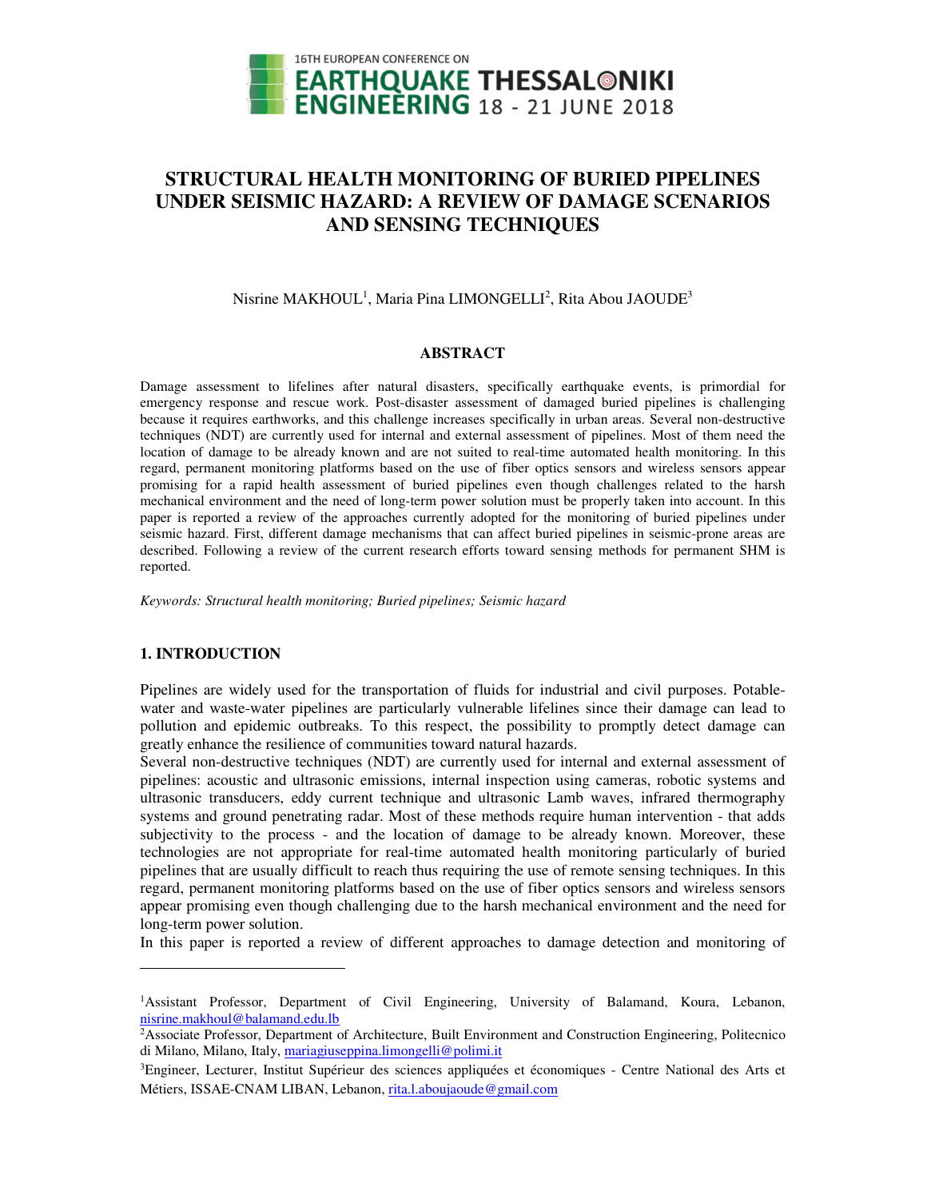# STRUCTURAL HEALTH MONITORING OF BURIED PIPELINES UNDER SEISMIC HAZARD: A REVIEW OF DAMAGE SCENARIOS AND SENSING TECHNIQUES

Nisrine MAKHOUL[1], Maria Pina LIMONGELLI[2], Rita Abou JAOUDE[3]

## ABSTRACT

Damage assessment to lifelines after natural disasters, specifically earthquake events, is primordial for emergency response and rescue work. Post-disaster assessment of damaged buried pipelines is challenging because it requires earthworks, and this challenge increases specifically in urban areas. Several non-destructive techniques (NDT) are currently used for internal and external assessment of pipelines. Most of them need the location of damage to be already known and are not suited to real-time automated health monitoring. In this regard, permanent monitoring platforms based on the use of fiber optics sensors and wireless sensors appear promising for a rapid health assessment of buried pipelines even though challenges related to the harsh mechanical environment and the need of long-term power solution must be properly taken into account. In this paper is reported a review of the approaches currently adopted for the monitoring of buried pipelines under seismic hazard. First, different damage mechanisms that can affect buried pipelines in seismic-prone areas are described. Following a review of the current research efforts toward sensing methods for permanent SHM is reported.

*Keywords: Structural health monitoring; Buried pipelines; Seismic hazard*

## 1. INTRODUCTION

Pipelines are widely used for the transportation of fluids for industrial and civil purposes. Potable-water and waste-water pipelines are particularly vulnerable lifelines since their damage can lead to pollution and epidemic outbreaks. To this respect, the possibility to promptly detect damage can greatly enhance the resilience of communities toward natural hazards.

Several non-destructive techniques (NDT) are currently used for internal and external assessment of pipelines: acoustic and ultrasonic emissions, internal inspection using cameras, robotic systems and ultrasonic transducers, eddy current technique and ultrasonic Lamb waves, infrared thermography systems and ground penetrating radar. Most of these methods require human intervention - that adds subjectivity to the process - and the location of damage to be already known. Moreover, these technologies are not appropriate for real-time automated health monitoring particularly of buried pipelines that are usually difficult to reach thus requiring the use of remote sensing techniques. In this regard, permanent monitoring platforms based on the use of fiber optics sensors and wireless sensors appear promising even though challenging due to the harsh mechanical environment and the need for long-term power solution.

In this paper is reported a review of different approaches to damage detection and monitoring of

---

[1]Assistant Professor, Department of Civil Engineering, University of Balamand, Koura, Lebanon, nisrine.makhoul@balamand.edu.lb

[2]Associate Professor, Department of Architecture, Built Environment and Construction Engineering, Politecnico di Milano, Milano, Italy, mariagiuseppina.limongelli@polimi.it

[3]Engineer, Lecturer, Institut Supérieur des sciences appliquées et économiques - Centre National des Arts et Métiers, ISSAE-CNAM LIBAN, Lebanon, rita.l.aboujaoude@gmail.com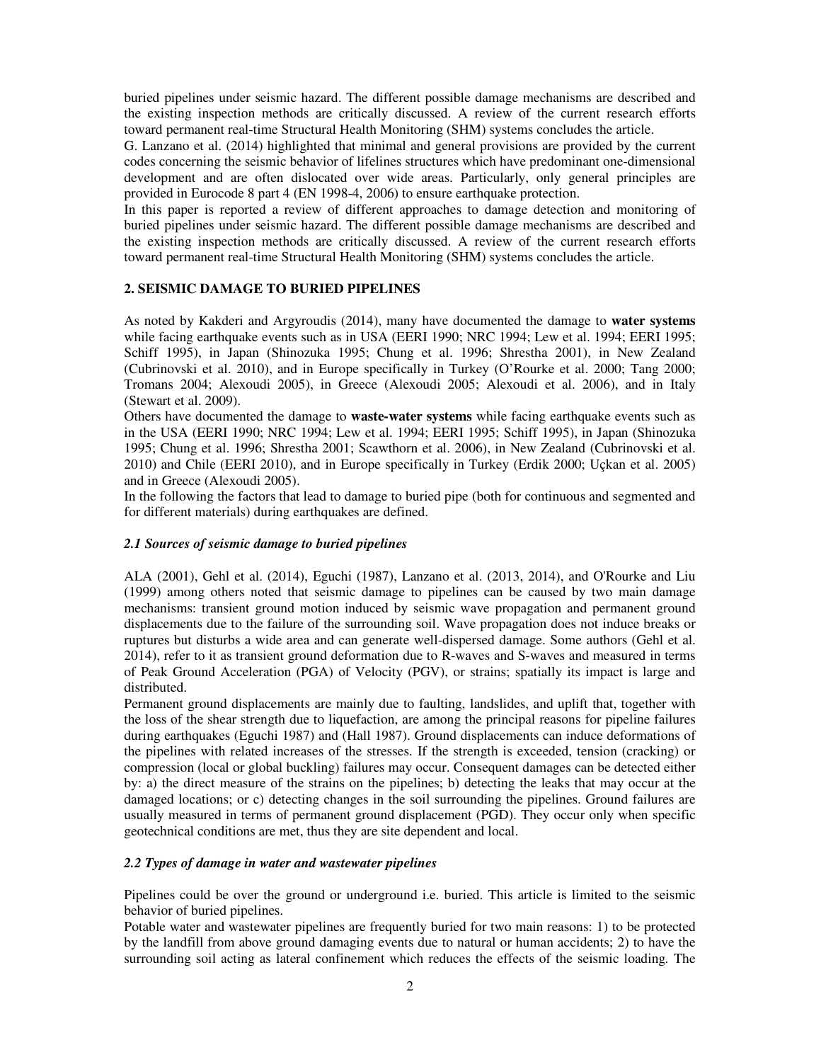buried pipelines under seismic hazard. The different possible damage mechanisms are described and the existing inspection methods are critically discussed. A review of the current research efforts toward permanent real-time Structural Health Monitoring (SHM) systems concludes the article.

G. Lanzano et al. (2014) highlighted that minimal and general provisions are provided by the current codes concerning the seismic behavior of lifelines structures which have predominant one-dimensional development and are often dislocated over wide areas. Particularly, only general principles are provided in Eurocode 8 part 4 (EN 1998-4, 2006) to ensure earthquake protection.

In this paper is reported a review of different approaches to damage detection and monitoring of buried pipelines under seismic hazard. The different possible damage mechanisms are described and the existing inspection methods are critically discussed. A review of the current research efforts toward permanent real-time Structural Health Monitoring (SHM) systems concludes the article.

## 2. SEISMIC DAMAGE TO BURIED PIPELINES

As noted by Kakderi and Argyroudis (2014), many have documented the damage to **water systems** while facing earthquake events such as in USA (EERI 1990; NRC 1994; Lew et al. 1994; EERI 1995; Schiff 1995), in Japan (Shinozuka 1995; Chung et al. 1996; Shrestha 2001), in New Zealand (Cubrinovski et al. 2010), and in Europe specifically in Turkey (O'Rourke et al. 2000; Tang 2000; Tromans 2004; Alexoudi 2005), in Greece (Alexoudi 2005; Alexoudi et al. 2006), and in Italy (Stewart et al. 2009).

Others have documented the damage to **waste-water systems** while facing earthquake events such as in the USA (EERI 1990; NRC 1994; Lew et al. 1994; EERI 1995; Schiff 1995), in Japan (Shinozuka 1995; Chung et al. 1996; Shrestha 2001; Scawthorn et al. 2006), in New Zealand (Cubrinovski et al. 2010) and Chile (EERI 2010), and in Europe specifically in Turkey (Erdik 2000; Uçkan et al. 2005) and in Greece (Alexoudi 2005).

In the following the factors that lead to damage to buried pipe (both for continuous and segmented and for different materials) during earthquakes are defined.

### *2.1 Sources of seismic damage to buried pipelines*

ALA (2001), Gehl et al. (2014), Eguchi (1987), Lanzano et al. (2013, 2014), and O'Rourke and Liu (1999) among others noted that seismic damage to pipelines can be caused by two main damage mechanisms: transient ground motion induced by seismic wave propagation and permanent ground displacements due to the failure of the surrounding soil. Wave propagation does not induce breaks or ruptures but disturbs a wide area and can generate well-dispersed damage. Some authors (Gehl et al. 2014), refer to it as transient ground deformation due to R-waves and S-waves and measured in terms of Peak Ground Acceleration (PGA) of Velocity (PGV), or strains; spatially its impact is large and distributed.

Permanent ground displacements are mainly due to faulting, landslides, and uplift that, together with the loss of the shear strength due to liquefaction, are among the principal reasons for pipeline failures during earthquakes (Eguchi 1987) and (Hall 1987). Ground displacements can induce deformations of the pipelines with related increases of the stresses. If the strength is exceeded, tension (cracking) or compression (local or global buckling) failures may occur. Consequent damages can be detected either by: a) the direct measure of the strains on the pipelines; b) detecting the leaks that may occur at the damaged locations; or c) detecting changes in the soil surrounding the pipelines. Ground failures are usually measured in terms of permanent ground displacement (PGD). They occur only when specific geotechnical conditions are met, thus they are site dependent and local.

### *2.2 Types of damage in water and wastewater pipelines*

Pipelines could be over the ground or underground i.e. buried. This article is limited to the seismic behavior of buried pipelines.

Potable water and wastewater pipelines are frequently buried for two main reasons: 1) to be protected by the landfill from above ground damaging events due to natural or human accidents; 2) to have the surrounding soil acting as lateral confinement which reduces the effects of the seismic loading. The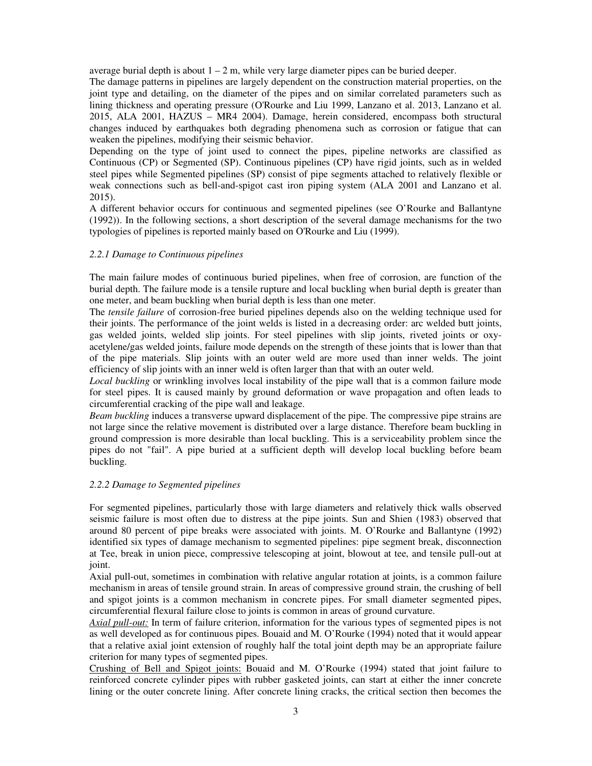average burial depth is about 1 – 2 m, while very large diameter pipes can be buried deeper.

The damage patterns in pipelines are largely dependent on the construction material properties, on the joint type and detailing, on the diameter of the pipes and on similar correlated parameters such as lining thickness and operating pressure (O'Rourke and Liu 1999, Lanzano et al. 2013, Lanzano et al. 2015, ALA 2001, HAZUS – MR4 2004). Damage, herein considered, encompass both structural changes induced by earthquakes both degrading phenomena such as corrosion or fatigue that can weaken the pipelines, modifying their seismic behavior.

Depending on the type of joint used to connect the pipes, pipeline networks are classified as Continuous (CP) or Segmented (SP). Continuous pipelines (CP) have rigid joints, such as in welded steel pipes while Segmented pipelines (SP) consist of pipe segments attached to relatively flexible or weak connections such as bell-and-spigot cast iron piping system (ALA 2001 and Lanzano et al. 2015).

A different behavior occurs for continuous and segmented pipelines (see O'Rourke and Ballantyne (1992)). In the following sections, a short description of the several damage mechanisms for the two typologies of pipelines is reported mainly based on O'Rourke and Liu (1999).

### *2.2.1 Damage to Continuous pipelines*

The main failure modes of continuous buried pipelines, when free of corrosion, are function of the burial depth. The failure mode is a tensile rupture and local buckling when burial depth is greater than one meter, and beam buckling when burial depth is less than one meter.

The *tensile failure* of corrosion-free buried pipelines depends also on the welding technique used for their joints. The performance of the joint welds is listed in a decreasing order: arc welded butt joints, gas welded joints, welded slip joints. For steel pipelines with slip joints, riveted joints or oxy-acetylene/gas welded joints, failure mode depends on the strength of these joints that is lower than that of the pipe materials. Slip joints with an outer weld are more used than inner welds. The joint efficiency of slip joints with an inner weld is often larger than that with an outer weld.

*Local buckling* or wrinkling involves local instability of the pipe wall that is a common failure mode for steel pipes. It is caused mainly by ground deformation or wave propagation and often leads to circumferential cracking of the pipe wall and leakage.

*Beam buckling* induces a transverse upward displacement of the pipe. The compressive pipe strains are not large since the relative movement is distributed over a large distance. Therefore beam buckling in ground compression is more desirable than local buckling. This is a serviceability problem since the pipes do not "fail". A pipe buried at a sufficient depth will develop local buckling before beam buckling.

### *2.2.2 Damage to Segmented pipelines*

For segmented pipelines, particularly those with large diameters and relatively thick walls observed seismic failure is most often due to distress at the pipe joints. Sun and Shien (1983) observed that around 80 percent of pipe breaks were associated with joints. M. O'Rourke and Ballantyne (1992) identified six types of damage mechanism to segmented pipelines: pipe segment break, disconnection at Tee, break in union piece, compressive telescoping at joint, blowout at tee, and tensile pull-out at joint.

Axial pull-out, sometimes in combination with relative angular rotation at joints, is a common failure mechanism in areas of tensile ground strain. In areas of compressive ground strain, the crushing of bell and spigot joints is a common mechanism in concrete pipes. For small diameter segmented pipes, circumferential flexural failure close to joints is common in areas of ground curvature.

*Axial pull-out:* In term of failure criterion, information for the various types of segmented pipes is not as well developed as for continuous pipes. Bouaid and M. O'Rourke (1994) noted that it would appear that a relative axial joint extension of roughly half the total joint depth may be an appropriate failure criterion for many types of segmented pipes.

Crushing of Bell and Spigot joints: Bouaid and M. O'Rourke (1994) stated that joint failure to reinforced concrete cylinder pipes with rubber gasketed joints, can start at either the inner concrete lining or the outer concrete lining. After concrete lining cracks, the critical section then becomes the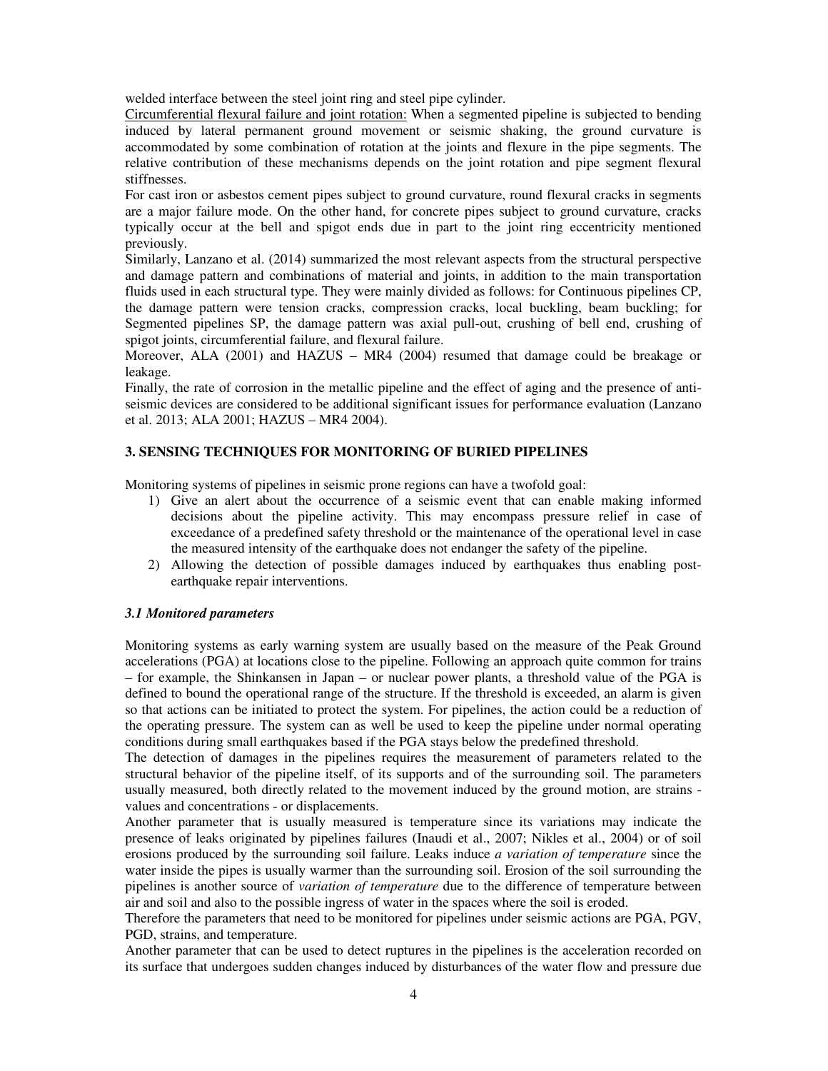welded interface between the steel joint ring and steel pipe cylinder.

Circumferential flexural failure and joint rotation: When a segmented pipeline is subjected to bending induced by lateral permanent ground movement or seismic shaking, the ground curvature is accommodated by some combination of rotation at the joints and flexure in the pipe segments. The relative contribution of these mechanisms depends on the joint rotation and pipe segment flexural stiffnesses.

For cast iron or asbestos cement pipes subject to ground curvature, round flexural cracks in segments are a major failure mode. On the other hand, for concrete pipes subject to ground curvature, cracks typically occur at the bell and spigot ends due in part to the joint ring eccentricity mentioned previously.

Similarly, Lanzano et al. (2014) summarized the most relevant aspects from the structural perspective and damage pattern and combinations of material and joints, in addition to the main transportation fluids used in each structural type. They were mainly divided as follows: for Continuous pipelines CP, the damage pattern were tension cracks, compression cracks, local buckling, beam buckling; for Segmented pipelines SP, the damage pattern was axial pull-out, crushing of bell end, crushing of spigot joints, circumferential failure, and flexural failure.

Moreover, ALA (2001) and HAZUS – MR4 (2004) resumed that damage could be breakage or leakage.

Finally, the rate of corrosion in the metallic pipeline and the effect of aging and the presence of anti-seismic devices are considered to be additional significant issues for performance evaluation (Lanzano et al. 2013; ALA 2001; HAZUS – MR4 2004).

## 3. SENSING TECHNIQUES FOR MONITORING OF BURIED PIPELINES

Monitoring systems of pipelines in seismic prone regions can have a twofold goal:

1) Give an alert about the occurrence of a seismic event that can enable making informed decisions about the pipeline activity. This may encompass pressure relief in case of exceedance of a predefined safety threshold or the maintenance of the operational level in case the measured intensity of the earthquake does not endanger the safety of the pipeline.
2) Allowing the detection of possible damages induced by earthquakes thus enabling post-earthquake repair interventions.

### *3.1 Monitored parameters*

Monitoring systems as early warning system are usually based on the measure of the Peak Ground accelerations (PGA) at locations close to the pipeline. Following an approach quite common for trains – for example, the Shinkansen in Japan – or nuclear power plants, a threshold value of the PGA is defined to bound the operational range of the structure. If the threshold is exceeded, an alarm is given so that actions can be initiated to protect the system. For pipelines, the action could be a reduction of the operating pressure. The system can as well be used to keep the pipeline under normal operating conditions during small earthquakes based if the PGA stays below the predefined threshold.

The detection of damages in the pipelines requires the measurement of parameters related to the structural behavior of the pipeline itself, of its supports and of the surrounding soil. The parameters usually measured, both directly related to the movement induced by the ground motion, are strains - values and concentrations - or displacements.

Another parameter that is usually measured is temperature since its variations may indicate the presence of leaks originated by pipelines failures (Inaudi et al., 2007; Nikles et al., 2004) or of soil erosions produced by the surrounding soil failure. Leaks induce *a variation of temperature* since the water inside the pipes is usually warmer than the surrounding soil. Erosion of the soil surrounding the pipelines is another source of *variation of temperature* due to the difference of temperature between air and soil and also to the possible ingress of water in the spaces where the soil is eroded.

Therefore the parameters that need to be monitored for pipelines under seismic actions are PGA, PGV, PGD, strains, and temperature.

Another parameter that can be used to detect ruptures in the pipelines is the acceleration recorded on its surface that undergoes sudden changes induced by disturbances of the water flow and pressure due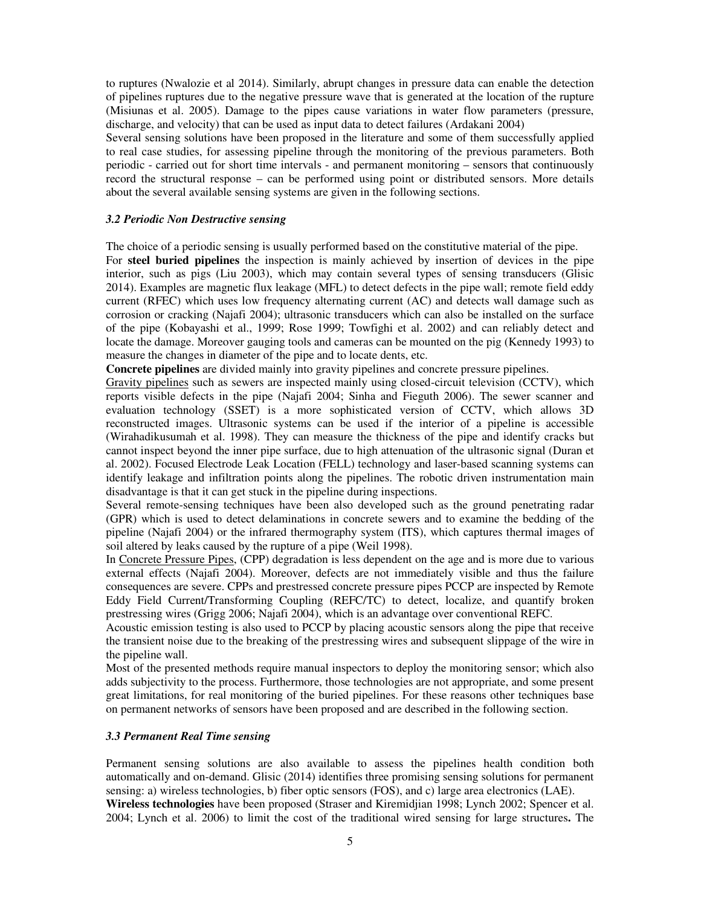to ruptures (Nwalozie et al 2014). Similarly, abrupt changes in pressure data can enable the detection of pipelines ruptures due to the negative pressure wave that is generated at the location of the rupture (Misiunas et al. 2005). Damage to the pipes cause variations in water flow parameters (pressure, discharge, and velocity) that can be used as input data to detect failures (Ardakani 2004)

Several sensing solutions have been proposed in the literature and some of them successfully applied to real case studies, for assessing pipeline through the monitoring of the previous parameters. Both periodic - carried out for short time intervals - and permanent monitoring – sensors that continuously record the structural response – can be performed using point or distributed sensors. More details about the several available sensing systems are given in the following sections.

### *3.2 Periodic Non Destructive sensing*

The choice of a periodic sensing is usually performed based on the constitutive material of the pipe.

For **steel buried pipelines** the inspection is mainly achieved by insertion of devices in the pipe interior, such as pigs (Liu 2003), which may contain several types of sensing transducers (Glisic 2014). Examples are magnetic flux leakage (MFL) to detect defects in the pipe wall; remote field eddy current (RFEC) which uses low frequency alternating current (AC) and detects wall damage such as corrosion or cracking (Najafi 2004); ultrasonic transducers which can also be installed on the surface of the pipe (Kobayashi et al., 1999; Rose 1999; Towfighi et al. 2002) and can reliably detect and locate the damage. Moreover gauging tools and cameras can be mounted on the pig (Kennedy 1993) to measure the changes in diameter of the pipe and to locate dents, etc.

**Concrete pipelines** are divided mainly into gravity pipelines and concrete pressure pipelines.

Gravity pipelines such as sewers are inspected mainly using closed-circuit television (CCTV), which reports visible defects in the pipe (Najafi 2004; Sinha and Fieguth 2006). The sewer scanner and evaluation technology (SSET) is a more sophisticated version of CCTV, which allows 3D reconstructed images. Ultrasonic systems can be used if the interior of a pipeline is accessible (Wirahadikusumah et al. 1998). They can measure the thickness of the pipe and identify cracks but cannot inspect beyond the inner pipe surface, due to high attenuation of the ultrasonic signal (Duran et al. 2002). Focused Electrode Leak Location (FELL) technology and laser-based scanning systems can identify leakage and infiltration points along the pipelines. The robotic driven instrumentation main disadvantage is that it can get stuck in the pipeline during inspections.

Several remote-sensing techniques have been also developed such as the ground penetrating radar (GPR) which is used to detect delaminations in concrete sewers and to examine the bedding of the pipeline (Najafi 2004) or the infrared thermography system (ITS), which captures thermal images of soil altered by leaks caused by the rupture of a pipe (Weil 1998).

In Concrete Pressure Pipes, (CPP) degradation is less dependent on the age and is more due to various external effects (Najafi 2004). Moreover, defects are not immediately visible and thus the failure consequences are severe. CPPs and prestressed concrete pressure pipes PCCP are inspected by Remote Eddy Field Current/Transforming Coupling (REFC/TC) to detect, localize, and quantify broken prestressing wires (Grigg 2006; Najafi 2004), which is an advantage over conventional REFC.

Acoustic emission testing is also used to PCCP by placing acoustic sensors along the pipe that receive the transient noise due to the breaking of the prestressing wires and subsequent slippage of the wire in the pipeline wall.

Most of the presented methods require manual inspectors to deploy the monitoring sensor; which also adds subjectivity to the process. Furthermore, those technologies are not appropriate, and some present great limitations, for real monitoring of the buried pipelines. For these reasons other techniques base on permanent networks of sensors have been proposed and are described in the following section.

### *3.3 Permanent Real Time sensing*

Permanent sensing solutions are also available to assess the pipelines health condition both automatically and on-demand. Glisic (2014) identifies three promising sensing solutions for permanent sensing: a) wireless technologies, b) fiber optic sensors (FOS), and c) large area electronics (LAE).

**Wireless technologies** have been proposed (Straser and Kiremidjian 1998; Lynch 2002; Spencer et al. 2004; Lynch et al. 2006) to limit the cost of the traditional wired sensing for large structures**.** The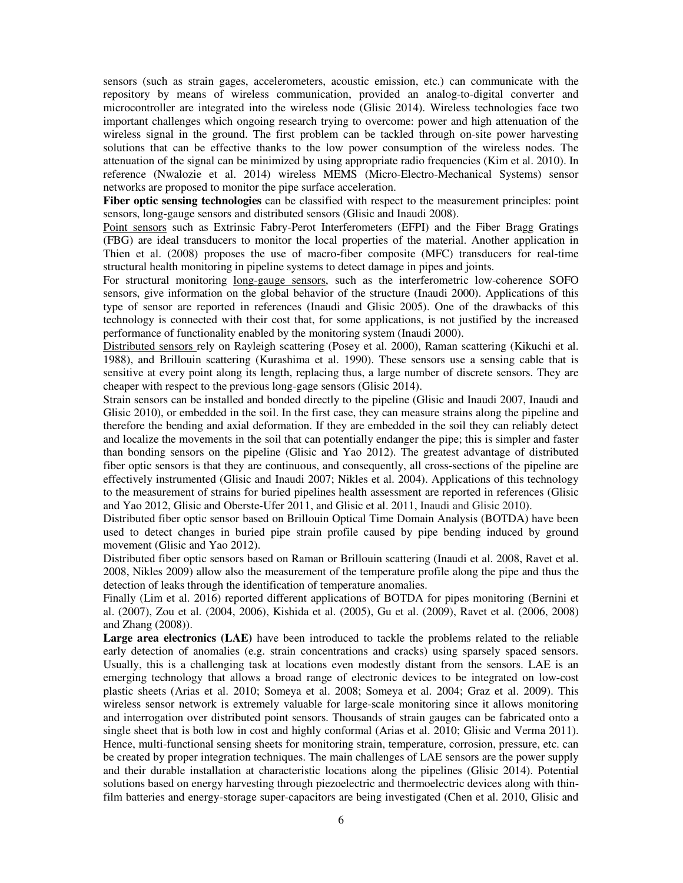sensors (such as strain gages, accelerometers, acoustic emission, etc.) can communicate with the repository by means of wireless communication, provided an analog-to-digital converter and microcontroller are integrated into the wireless node (Glisic 2014). Wireless technologies face two important challenges which ongoing research trying to overcome: power and high attenuation of the wireless signal in the ground. The first problem can be tackled through on-site power harvesting solutions that can be effective thanks to the low power consumption of the wireless nodes. The attenuation of the signal can be minimized by using appropriate radio frequencies (Kim et al. 2010). In reference (Nwalozie et al. 2014) wireless MEMS (Micro-Electro-Mechanical Systems) sensor networks are proposed to monitor the pipe surface acceleration.

**Fiber optic sensing technologies** can be classified with respect to the measurement principles: point sensors, long-gauge sensors and distributed sensors (Glisic and Inaudi 2008).

<u>Point sensors</u> such as Extrinsic Fabry-Perot Interferometers (EFPI) and the Fiber Bragg Gratings (FBG) are ideal transducers to monitor the local properties of the material. Another application in Thien et al. (2008) proposes the use of macro-fiber composite (MFC) transducers for real-time structural health monitoring in pipeline systems to detect damage in pipes and joints.

For structural monitoring <u>long-gauge sensors</u>, such as the interferometric low-coherence SOFO sensors, give information on the global behavior of the structure (Inaudi 2000). Applications of this type of sensor are reported in references (Inaudi and Glisic 2005). One of the drawbacks of this technology is connected with their cost that, for some applications, is not justified by the increased performance of functionality enabled by the monitoring system (Inaudi 2000).

<u>Distributed sensors</u> rely on Rayleigh scattering (Posey et al. 2000), Raman scattering (Kikuchi et al. 1988), and Brillouin scattering (Kurashima et al. 1990). These sensors use a sensing cable that is sensitive at every point along its length, replacing thus, a large number of discrete sensors. They are cheaper with respect to the previous long-gage sensors (Glisic 2014).

Strain sensors can be installed and bonded directly to the pipeline (Glisic and Inaudi 2007, Inaudi and Glisic 2010), or embedded in the soil. In the first case, they can measure strains along the pipeline and therefore the bending and axial deformation. If they are embedded in the soil they can reliably detect and localize the movements in the soil that can potentially endanger the pipe; this is simpler and faster than bonding sensors on the pipeline (Glisic and Yao 2012). The greatest advantage of distributed fiber optic sensors is that they are continuous, and consequently, all cross-sections of the pipeline are effectively instrumented (Glisic and Inaudi 2007; Nikles et al. 2004). Applications of this technology to the measurement of strains for buried pipelines health assessment are reported in references (Glisic and Yao 2012, Glisic and Oberste-Ufer 2011, and Glisic et al. 2011, Inaudi and Glisic 2010).

Distributed fiber optic sensor based on Brillouin Optical Time Domain Analysis (BOTDA) have been used to detect changes in buried pipe strain profile caused by pipe bending induced by ground movement (Glisic and Yao 2012).

Distributed fiber optic sensors based on Raman or Brillouin scattering (Inaudi et al. 2008, Ravet et al. 2008, Nikles 2009) allow also the measurement of the temperature profile along the pipe and thus the detection of leaks through the identification of temperature anomalies.

Finally (Lim et al. 2016) reported different applications of BOTDA for pipes monitoring (Bernini et al. (2007), Zou et al. (2004, 2006), Kishida et al. (2005), Gu et al. (2009), Ravet et al. (2006, 2008) and Zhang (2008)).

**Large area electronics (LAE)** have been introduced to tackle the problems related to the reliable early detection of anomalies (e.g. strain concentrations and cracks) using sparsely spaced sensors. Usually, this is a challenging task at locations even modestly distant from the sensors. LAE is an emerging technology that allows a broad range of electronic devices to be integrated on low-cost plastic sheets (Arias et al. 2010; Someya et al. 2008; Someya et al. 2004; Graz et al. 2009). This wireless sensor network is extremely valuable for large-scale monitoring since it allows monitoring and interrogation over distributed point sensors. Thousands of strain gauges can be fabricated onto a single sheet that is both low in cost and highly conformal (Arias et al. 2010; Glisic and Verma 2011). Hence, multi-functional sensing sheets for monitoring strain, temperature, corrosion, pressure, etc. can be created by proper integration techniques. The main challenges of LAE sensors are the power supply and their durable installation at characteristic locations along the pipelines (Glisic 2014). Potential solutions based on energy harvesting through piezoelectric and thermoelectric devices along with thin-film batteries and energy-storage super-capacitors are being investigated (Chen et al. 2010, Glisic and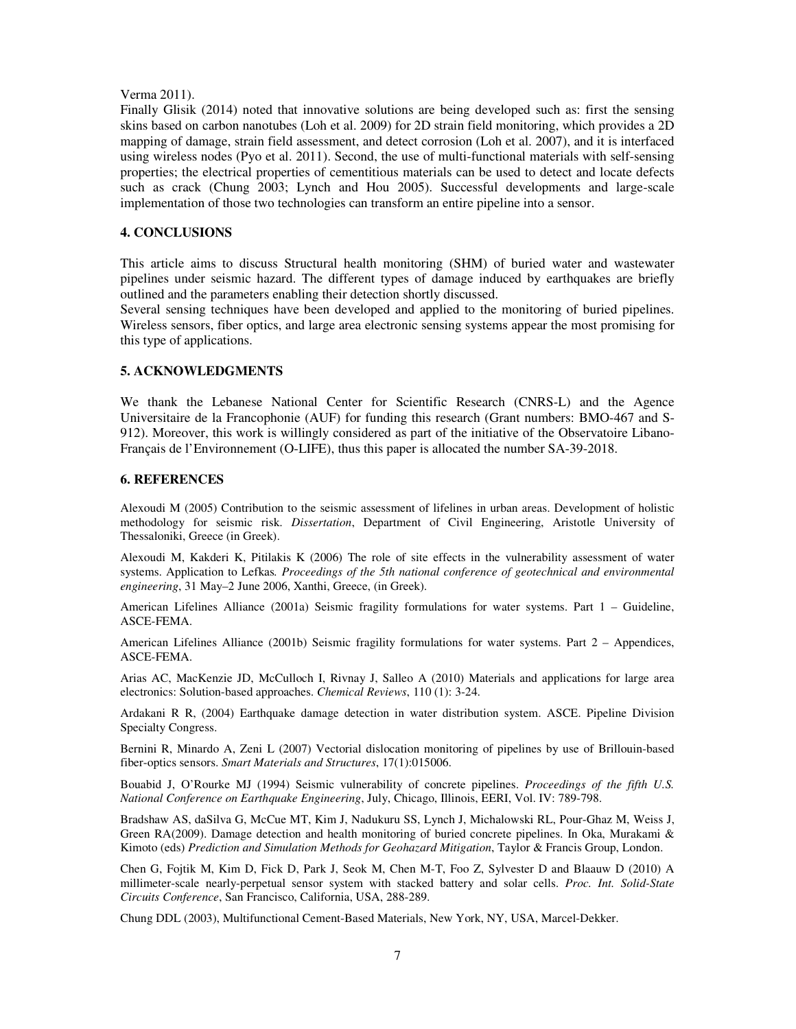Verma 2011).

Finally Glisik (2014) noted that innovative solutions are being developed such as: first the sensing skins based on carbon nanotubes (Loh et al. 2009) for 2D strain field monitoring, which provides a 2D mapping of damage, strain field assessment, and detect corrosion (Loh et al. 2007), and it is interfaced using wireless nodes (Pyo et al. 2011). Second, the use of multi-functional materials with self-sensing properties; the electrical properties of cementitious materials can be used to detect and locate defects such as crack (Chung 2003; Lynch and Hou 2005). Successful developments and large-scale implementation of those two technologies can transform an entire pipeline into a sensor.

## 4. CONCLUSIONS

This article aims to discuss Structural health monitoring (SHM) of buried water and wastewater pipelines under seismic hazard. The different types of damage induced by earthquakes are briefly outlined and the parameters enabling their detection shortly discussed.

Several sensing techniques have been developed and applied to the monitoring of buried pipelines. Wireless sensors, fiber optics, and large area electronic sensing systems appear the most promising for this type of applications.

## 5. ACKNOWLEDGMENTS

We thank the Lebanese National Center for Scientific Research (CNRS-L) and the Agence Universitaire de la Francophonie (AUF) for funding this research (Grant numbers: BMO-467 and S-912). Moreover, this work is willingly considered as part of the initiative of the Observatoire Libano-Français de l'Environnement (O-LIFE), thus this paper is allocated the number SA-39-2018.

## 6. REFERENCES

Alexoudi M (2005) Contribution to the seismic assessment of lifelines in urban areas. Development of holistic methodology for seismic risk. *Dissertation*, Department of Civil Engineering, Aristotle University of Thessaloniki, Greece (in Greek).

Alexoudi M, Kakderi K, Pitilakis K (2006) The role of site effects in the vulnerability assessment of water systems. Application to Lefkas. *Proceedings of the 5th national conference of geotechnical and environmental engineering*, 31 May–2 June 2006, Xanthi, Greece, (in Greek).

American Lifelines Alliance (2001a) Seismic fragility formulations for water systems. Part 1 – Guideline, ASCE-FEMA.

American Lifelines Alliance (2001b) Seismic fragility formulations for water systems. Part 2 – Appendices, ASCE-FEMA.

Arias AC, MacKenzie JD, McCulloch I, Rivnay J, Salleo A (2010) Materials and applications for large area electronics: Solution-based approaches. *Chemical Reviews*, 110 (1): 3-24.

Ardakani R R, (2004) Earthquake damage detection in water distribution system. ASCE. Pipeline Division Specialty Congress.

Bernini R, Minardo A, Zeni L (2007) Vectorial dislocation monitoring of pipelines by use of Brillouin-based fiber-optics sensors. *Smart Materials and Structures*, 17(1):015006.

Bouabid J, O'Rourke MJ (1994) Seismic vulnerability of concrete pipelines. *Proceedings of the fifth U.S. National Conference on Earthquake Engineering*, July, Chicago, Illinois, EERI, Vol. IV: 789-798.

Bradshaw AS, daSilva G, McCue MT, Kim J, Nadukuru SS, Lynch J, Michalowski RL, Pour-Ghaz M, Weiss J, Green RA(2009). Damage detection and health monitoring of buried concrete pipelines. In Oka, Murakami & Kimoto (eds) *Prediction and Simulation Methods for Geohazard Mitigation*, Taylor & Francis Group, London.

Chen G, Fojtik M, Kim D, Fick D, Park J, Seok M, Chen M-T, Foo Z, Sylvester D and Blaauw D (2010) A millimeter-scale nearly-perpetual sensor system with stacked battery and solar cells. *Proc. Int. Solid-State Circuits Conference*, San Francisco, California, USA, 288-289.

Chung DDL (2003), Multifunctional Cement-Based Materials, New York, NY, USA, Marcel-Dekker.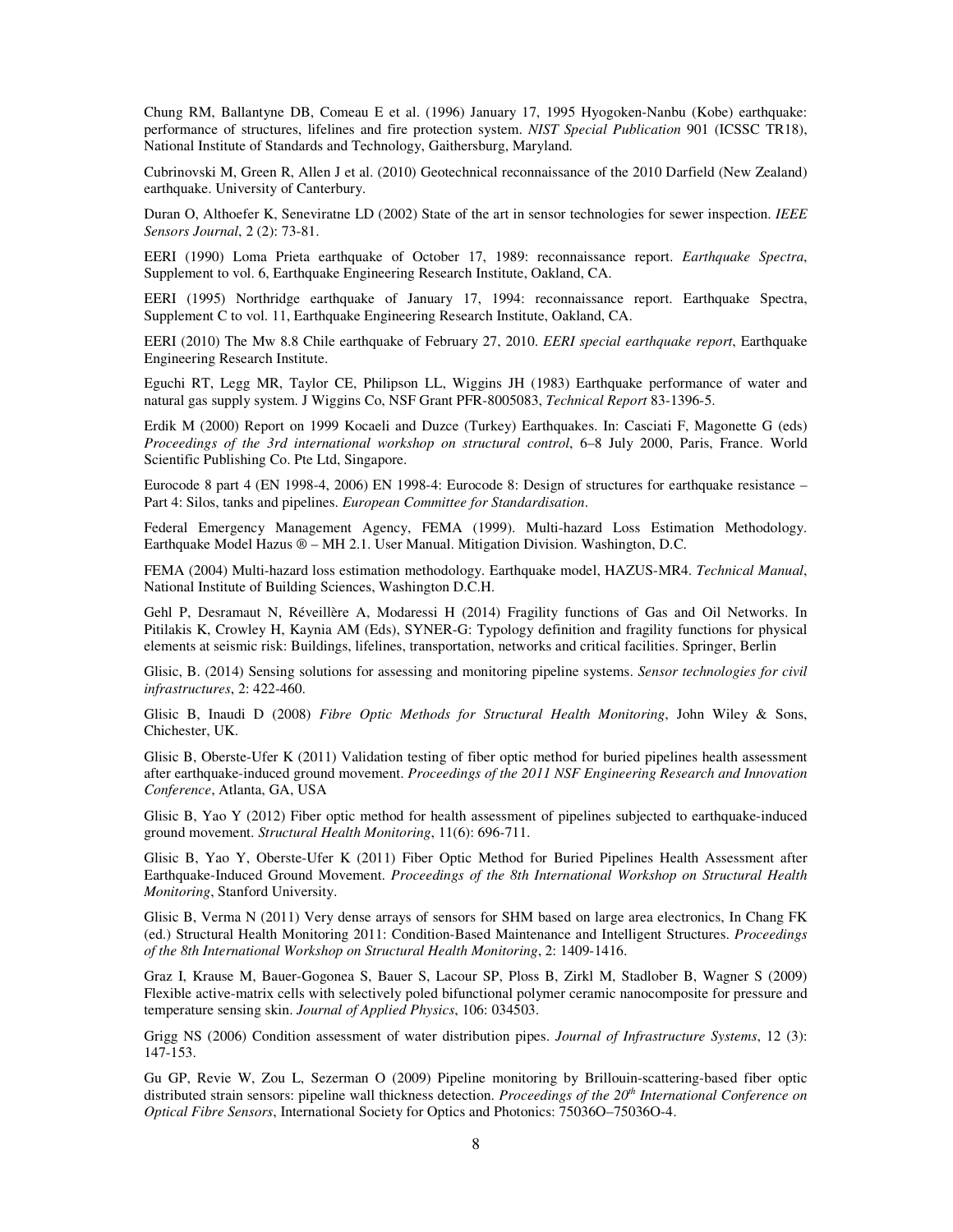Chung RM, Ballantyne DB, Comeau E et al. (1996) January 17, 1995 Hyogoken-Nanbu (Kobe) earthquake: performance of structures, lifelines and fire protection system. *NIST Special Publication* 901 (ICSSC TR18), National Institute of Standards and Technology, Gaithersburg, Maryland.

Cubrinovski M, Green R, Allen J et al. (2010) Geotechnical reconnaissance of the 2010 Darfield (New Zealand) earthquake. University of Canterbury.

Duran O, Althoefer K, Seneviratne LD (2002) State of the art in sensor technologies for sewer inspection. *IEEE Sensors Journal*, 2 (2): 73-81.

EERI (1990) Loma Prieta earthquake of October 17, 1989: reconnaissance report. *Earthquake Spectra*, Supplement to vol. 6, Earthquake Engineering Research Institute, Oakland, CA.

EERI (1995) Northridge earthquake of January 17, 1994: reconnaissance report. Earthquake Spectra, Supplement C to vol. 11, Earthquake Engineering Research Institute, Oakland, CA.

EERI (2010) The Mw 8.8 Chile earthquake of February 27, 2010. *EERI special earthquake report*, Earthquake Engineering Research Institute.

Eguchi RT, Legg MR, Taylor CE, Philipson LL, Wiggins JH (1983) Earthquake performance of water and natural gas supply system. J Wiggins Co, NSF Grant PFR-8005083, *Technical Report* 83-1396-5.

Erdik M (2000) Report on 1999 Kocaeli and Duzce (Turkey) Earthquakes. In: Casciati F, Magonette G (eds) *Proceedings of the 3rd international workshop on structural control*, 6–8 July 2000, Paris, France. World Scientific Publishing Co. Pte Ltd, Singapore.

Eurocode 8 part 4 (EN 1998-4, 2006) EN 1998-4: Eurocode 8: Design of structures for earthquake resistance – Part 4: Silos, tanks and pipelines. *European Committee for Standardisation*.

Federal Emergency Management Agency, FEMA (1999). Multi-hazard Loss Estimation Methodology. Earthquake Model Hazus ® – MH 2.1. User Manual. Mitigation Division. Washington, D.C.

FEMA (2004) Multi-hazard loss estimation methodology. Earthquake model, HAZUS-MR4. *Technical Manual*, National Institute of Building Sciences, Washington D.C.H.

Gehl P, Desramaut N, Réveillère A, Modaressi H (2014) Fragility functions of Gas and Oil Networks. In Pitilakis K, Crowley H, Kaynia AM (Eds), SYNER-G: Typology definition and fragility functions for physical elements at seismic risk: Buildings, lifelines, transportation, networks and critical facilities. Springer, Berlin

Glisic, B. (2014) Sensing solutions for assessing and monitoring pipeline systems. *Sensor technologies for civil infrastructures*, 2: 422-460.

Glisic B, Inaudi D (2008) *Fibre Optic Methods for Structural Health Monitoring*, John Wiley & Sons, Chichester, UK.

Glisic B, Oberste-Ufer K (2011) Validation testing of fiber optic method for buried pipelines health assessment after earthquake-induced ground movement. *Proceedings of the 2011 NSF Engineering Research and Innovation Conference*, Atlanta, GA, USA

Glisic B, Yao Y (2012) Fiber optic method for health assessment of pipelines subjected to earthquake-induced ground movement. *Structural Health Monitoring*, 11(6): 696-711.

Glisic B, Yao Y, Oberste-Ufer K (2011) Fiber Optic Method for Buried Pipelines Health Assessment after Earthquake-Induced Ground Movement. *Proceedings of the 8th International Workshop on Structural Health Monitoring*, Stanford University.

Glisic B, Verma N (2011) Very dense arrays of sensors for SHM based on large area electronics, In Chang FK (ed.) Structural Health Monitoring 2011: Condition-Based Maintenance and Intelligent Structures. *Proceedings of the 8th International Workshop on Structural Health Monitoring*, 2: 1409-1416.

Graz I, Krause M, Bauer-Gogonea S, Bauer S, Lacour SP, Ploss B, Zirkl M, Stadlober B, Wagner S (2009) Flexible active-matrix cells with selectively poled bifunctional polymer ceramic nanocomposite for pressure and temperature sensing skin. *Journal of Applied Physics*, 106: 034503.

Grigg NS (2006) Condition assessment of water distribution pipes. *Journal of Infrastructure Systems*, 12 (3): 147-153.

Gu GP, Revie W, Zou L, Sezerman O (2009) Pipeline monitoring by Brillouin-scattering-based fiber optic distributed strain sensors: pipeline wall thickness detection. *Proceedings of the 20th International Conference on Optical Fibre Sensors*, International Society for Optics and Photonics: 75036O–75036O-4.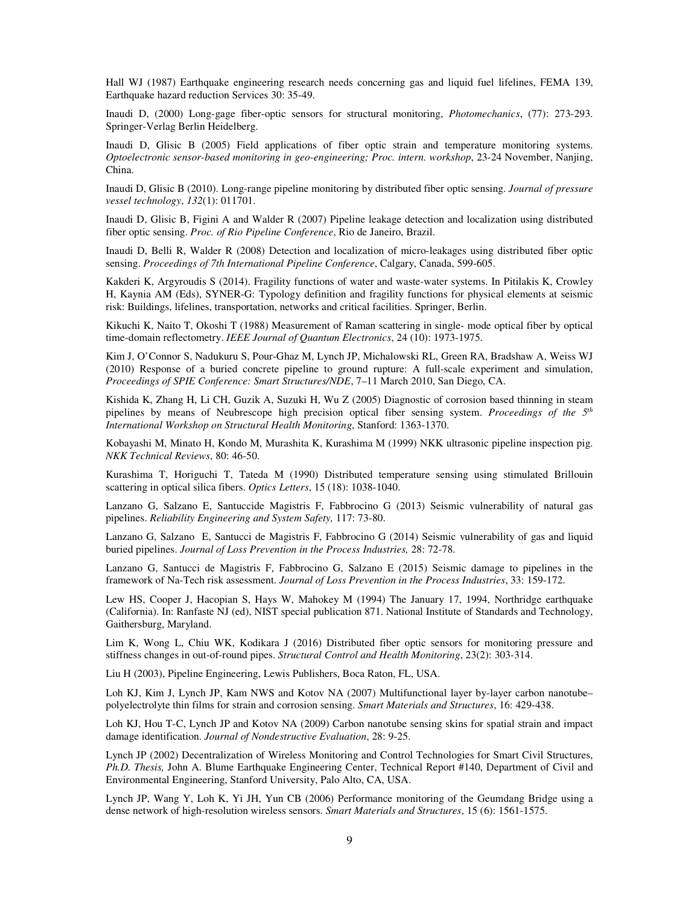Hall WJ (1987) Earthquake engineering research needs concerning gas and liquid fuel lifelines, FEMA 139, Earthquake hazard reduction Services 30: 35-49.

Inaudi D, (2000) Long-gage fiber-optic sensors for structural monitoring, *Photomechanics*, (77): 273-293. Springer-Verlag Berlin Heidelberg.

Inaudi D, Glisic B (2005) Field applications of fiber optic strain and temperature monitoring systems. *Optoelectronic sensor-based monitoring in geo-engineering; Proc. intern. workshop*, 23-24 November, Nanjing, China.

Inaudi D, Glisic B (2010). Long-range pipeline monitoring by distributed fiber optic sensing. *Journal of pressure vessel technology*, *132*(1): 011701.

Inaudi D, Glisic B, Figini A and Walder R (2007) Pipeline leakage detection and localization using distributed fiber optic sensing. *Proc. of Rio Pipeline Conference*, Rio de Janeiro, Brazil.

Inaudi D, Belli R, Walder R (2008) Detection and localization of micro-leakages using distributed fiber optic sensing. *Proceedings of 7th International Pipeline Conference*, Calgary, Canada, 599-605.

Kakderi K, Argyroudis S (2014). Fragility functions of water and waste-water systems. In Pitilakis K, Crowley H, Kaynia AM (Eds), SYNER-G: Typology definition and fragility functions for physical elements at seismic risk: Buildings, lifelines, transportation, networks and critical facilities. Springer, Berlin.

Kikuchi K, Naito T, Okoshi T (1988) Measurement of Raman scattering in single- mode optical fiber by optical time-domain reflectometry. *IEEE Journal of Quantum Electronics*, 24 (10): 1973-1975.

Kim J, O'Connor S, Nadukuru S, Pour-Ghaz M, Lynch JP, Michalowski RL, Green RA, Bradshaw A, Weiss WJ (2010) Response of a buried concrete pipeline to ground rupture: A full-scale experiment and simulation, *Proceedings of SPIE Conference: Smart Structures/NDE*, 7–11 March 2010, San Diego, CA.

Kishida K, Zhang H, Li CH, Guzik A, Suzuki H, Wu Z (2005) Diagnostic of corrosion based thinning in steam pipelines by means of Neubrescope high precision optical fiber sensing system. *Proceedings of the 5th International Workshop on Structural Health Monitoring*, Stanford: 1363-1370.

Kobayashi M, Minato H, Kondo M, Murashita K, Kurashima M (1999) NKK ultrasonic pipeline inspection pig. *NKK Technical Reviews*, 80: 46-50.

Kurashima T, Horiguchi T, Tateda M (1990) Distributed temperature sensing using stimulated Brillouin scattering in optical silica fibers. *Optics Letters*, 15 (18): 1038-1040.

Lanzano G, Salzano E, Santuccide Magistris F, Fabbrocino G (2013) Seismic vulnerability of natural gas pipelines. *Reliability Engineering and System Safety,* 117: 73-80.

Lanzano G, Salzano E, Santucci de Magistris F, Fabbrocino G (2014) Seismic vulnerability of gas and liquid buried pipelines. *Journal of Loss Prevention in the Process Industries,* 28: 72-78.

Lanzano G, Santucci de Magistris F, Fabbrocino G, Salzano E (2015) Seismic damage to pipelines in the framework of Na-Tech risk assessment. *Journal of Loss Prevention in the Process Industries*, 33: 159-172.

Lew HS, Cooper J, Hacopian S, Hays W, Mahokey M (1994) The January 17, 1994, Northridge earthquake (California). In: Ranfaste NJ (ed), NIST special publication 871. National Institute of Standards and Technology, Gaithersburg, Maryland.

Lim K, Wong L, Chiu WK, Kodikara J (2016) Distributed fiber optic sensors for monitoring pressure and stiffness changes in out-of-round pipes. *Structural Control and Health Monitoring*, 23(2): 303-314.

Liu H (2003), Pipeline Engineering, Lewis Publishers, Boca Raton, FL, USA.

Loh KJ, Kim J, Lynch JP, Kam NWS and Kotov NA (2007) Multifunctional layer by-layer carbon nanotube–polyelectrolyte thin films for strain and corrosion sensing. *Smart Materials and Structures*, 16: 429-438.

Loh KJ, Hou T-C, Lynch JP and Kotov NA (2009) Carbon nanotube sensing skins for spatial strain and impact damage identification. *Journal of Nondestructive Evaluation*, 28: 9-25.

Lynch JP (2002) Decentralization of Wireless Monitoring and Control Technologies for Smart Civil Structures, *Ph.D. Thesis,* John A. Blume Earthquake Engineering Center, Technical Report #140, Department of Civil and Environmental Engineering, Stanford University, Palo Alto, CA, USA.

Lynch JP, Wang Y, Loh K, Yi JH, Yun CB (2006) Performance monitoring of the Geumdang Bridge using a dense network of high-resolution wireless sensors. *Smart Materials and Structures*, 15 (6): 1561-1575.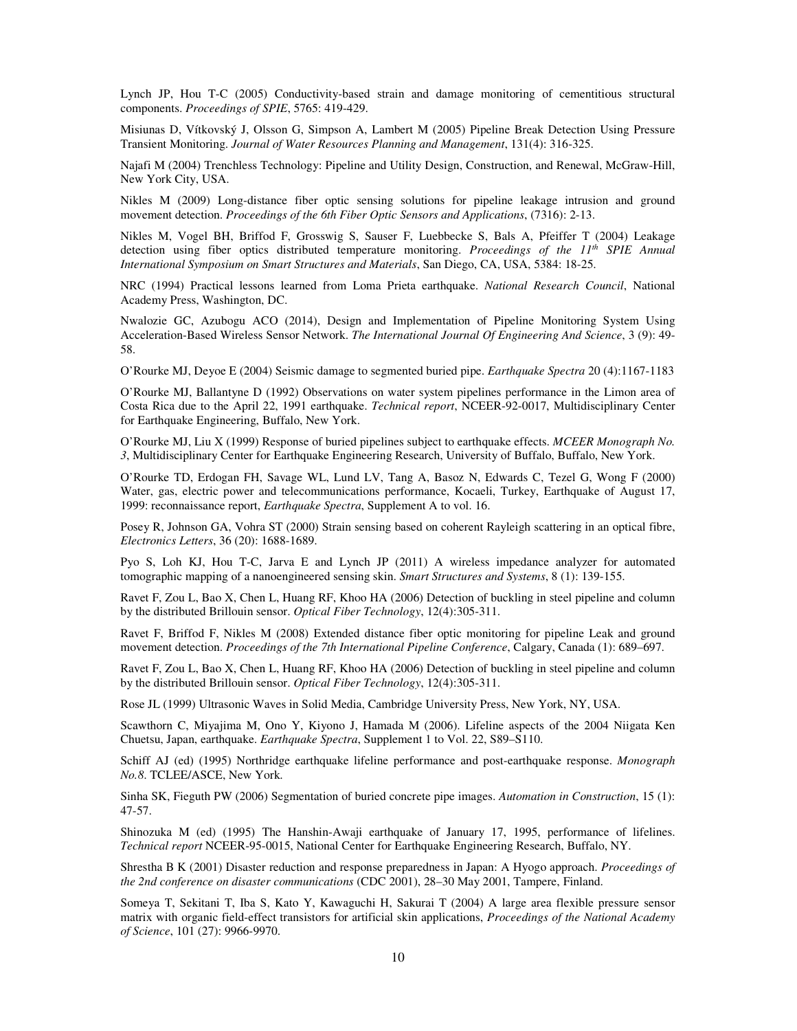Lynch JP, Hou T-C (2005) Conductivity-based strain and damage monitoring of cementitious structural components. *Proceedings of SPIE*, 5765: 419-429.

Misiunas D, Vítkovský J, Olsson G, Simpson A, Lambert M (2005) Pipeline Break Detection Using Pressure Transient Monitoring. *Journal of Water Resources Planning and Management*, 131(4): 316-325.

Najafi M (2004) Trenchless Technology: Pipeline and Utility Design, Construction, and Renewal, McGraw-Hill, New York City, USA.

Nikles M (2009) Long-distance fiber optic sensing solutions for pipeline leakage intrusion and ground movement detection. *Proceedings of the 6th Fiber Optic Sensors and Applications*, (7316): 2-13.

Nikles M, Vogel BH, Briffod F, Grosswig S, Sauser F, Luebbecke S, Bals A, Pfeiffer T (2004) Leakage detection using fiber optics distributed temperature monitoring. *Proceedings of the 11th SPIE Annual International Symposium on Smart Structures and Materials*, San Diego, CA, USA, 5384: 18-25.

NRC (1994) Practical lessons learned from Loma Prieta earthquake. *National Research Council*, National Academy Press, Washington, DC.

Nwalozie GC, Azubogu ACO (2014), Design and Implementation of Pipeline Monitoring System Using Acceleration-Based Wireless Sensor Network. *The International Journal Of Engineering And Science*, 3 (9): 49-58.

O'Rourke MJ, Deyoe E (2004) Seismic damage to segmented buried pipe. *Earthquake Spectra* 20 (4):1167-1183

O'Rourke MJ, Ballantyne D (1992) Observations on water system pipelines performance in the Limon area of Costa Rica due to the April 22, 1991 earthquake. *Technical report*, NCEER-92-0017, Multidisciplinary Center for Earthquake Engineering, Buffalo, New York.

O'Rourke MJ, Liu X (1999) Response of buried pipelines subject to earthquake effects. *MCEER Monograph No. 3*, Multidisciplinary Center for Earthquake Engineering Research, University of Buffalo, Buffalo, New York.

O'Rourke TD, Erdogan FH, Savage WL, Lund LV, Tang A, Basoz N, Edwards C, Tezel G, Wong F (2000) Water, gas, electric power and telecommunications performance, Kocaeli, Turkey, Earthquake of August 17, 1999: reconnaissance report, *Earthquake Spectra*, Supplement A to vol. 16.

Posey R, Johnson GA, Vohra ST (2000) Strain sensing based on coherent Rayleigh scattering in an optical fibre, *Electronics Letters*, 36 (20): 1688-1689.

Pyo S, Loh KJ, Hou T-C, Jarva E and Lynch JP (2011) A wireless impedance analyzer for automated tomographic mapping of a nanoengineered sensing skin. *Smart Structures and Systems*, 8 (1): 139-155.

Ravet F, Zou L, Bao X, Chen L, Huang RF, Khoo HA (2006) Detection of buckling in steel pipeline and column by the distributed Brillouin sensor. *Optical Fiber Technology*, 12(4):305-311.

Ravet F, Briffod F, Nikles M (2008) Extended distance fiber optic monitoring for pipeline Leak and ground movement detection. *Proceedings of the 7th International Pipeline Conference*, Calgary, Canada (1): 689–697.

Ravet F, Zou L, Bao X, Chen L, Huang RF, Khoo HA (2006) Detection of buckling in steel pipeline and column by the distributed Brillouin sensor. *Optical Fiber Technology*, 12(4):305-311.

Rose JL (1999) Ultrasonic Waves in Solid Media, Cambridge University Press, New York, NY, USA.

Scawthorn C, Miyajima M, Ono Y, Kiyono J, Hamada M (2006). Lifeline aspects of the 2004 Niigata Ken Chuetsu, Japan, earthquake. *Earthquake Spectra*, Supplement 1 to Vol. 22, S89–S110.

Schiff AJ (ed) (1995) Northridge earthquake lifeline performance and post-earthquake response. *Monograph No.8*. TCLEE/ASCE, New York.

Sinha SK, Fieguth PW (2006) Segmentation of buried concrete pipe images. *Automation in Construction*, 15 (1): 47-57.

Shinozuka M (ed) (1995) The Hanshin-Awaji earthquake of January 17, 1995, performance of lifelines. *Technical report* NCEER-95-0015, National Center for Earthquake Engineering Research, Buffalo, NY.

Shrestha B K (2001) Disaster reduction and response preparedness in Japan: A Hyogo approach. *Proceedings of the 2nd conference on disaster communications* (CDC 2001), 28–30 May 2001, Tampere, Finland.

Someya T, Sekitani T, Iba S, Kato Y, Kawaguchi H, Sakurai T (2004) A large area flexible pressure sensor matrix with organic field-effect transistors for artificial skin applications, *Proceedings of the National Academy of Science*, 101 (27): 9966-9970.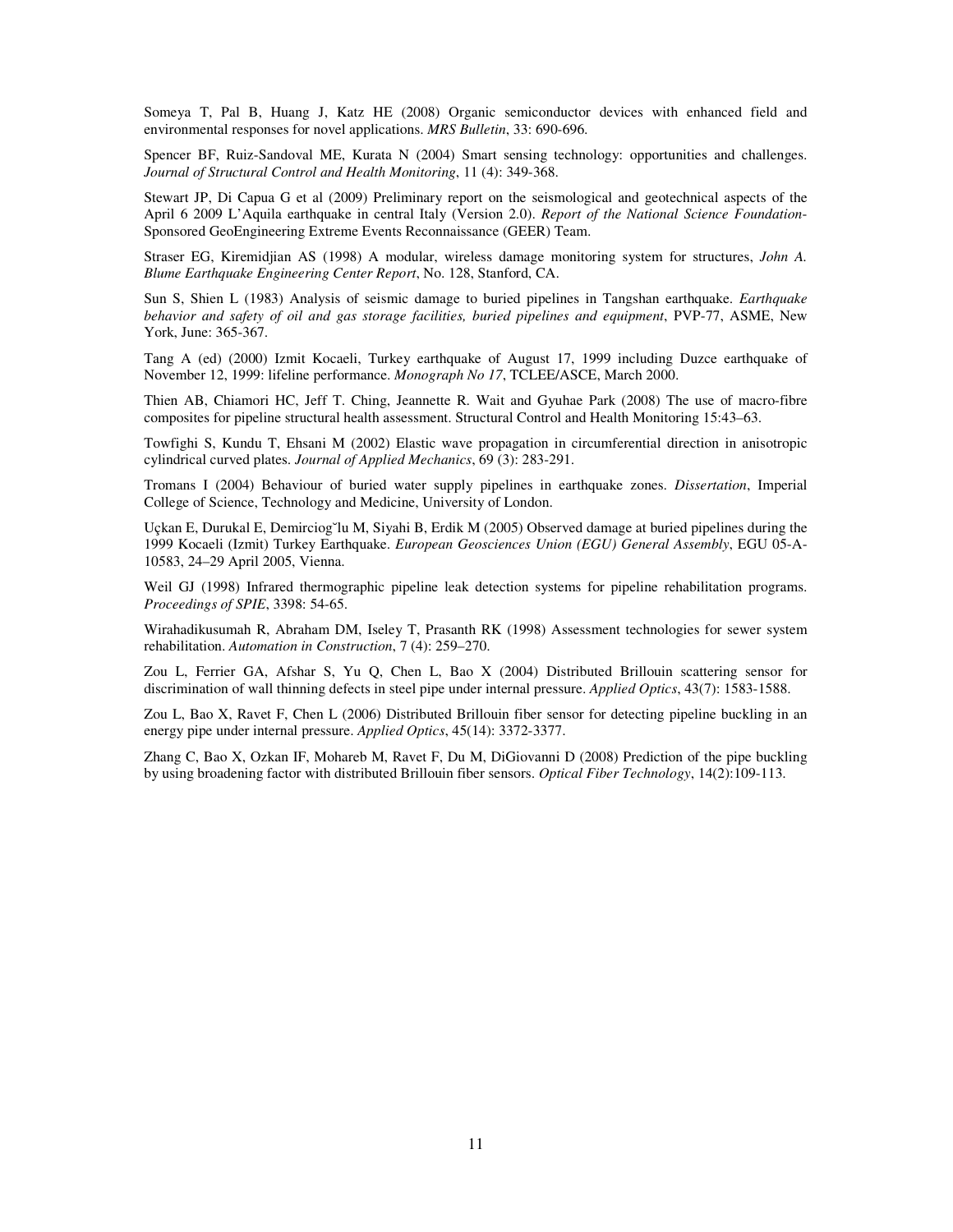Someya T, Pal B, Huang J, Katz HE (2008) Organic semiconductor devices with enhanced field and environmental responses for novel applications. *MRS Bulletin*, 33: 690-696.

Spencer BF, Ruiz-Sandoval ME, Kurata N (2004) Smart sensing technology: opportunities and challenges. *Journal of Structural Control and Health Monitoring*, 11 (4): 349-368.

Stewart JP, Di Capua G et al (2009) Preliminary report on the seismological and geotechnical aspects of the April 6 2009 L'Aquila earthquake in central Italy (Version 2.0). *Report of the National Science Foundation-*Sponsored GeoEngineering Extreme Events Reconnaissance (GEER) Team.

Straser EG, Kiremidjian AS (1998) A modular, wireless damage monitoring system for structures, *John A. Blume Earthquake Engineering Center Report*, No. 128, Stanford, CA.

Sun S, Shien L (1983) Analysis of seismic damage to buried pipelines in Tangshan earthquake. *Earthquake behavior and safety of oil and gas storage facilities, buried pipelines and equipment*, PVP-77, ASME, New York, June: 365-367.

Tang A (ed) (2000) Izmit Kocaeli, Turkey earthquake of August 17, 1999 including Duzce earthquake of November 12, 1999: lifeline performance. *Monograph No 17*, TCLEE/ASCE, March 2000.

Thien AB, Chiamori HC, Jeff T. Ching, Jeannette R. Wait and Gyuhae Park (2008) The use of macro-fibre composites for pipeline structural health assessment. Structural Control and Health Monitoring 15:43–63.

Towfighi S, Kundu T, Ehsani M (2002) Elastic wave propagation in circumferential direction in anisotropic cylindrical curved plates. *Journal of Applied Mechanics*, 69 (3): 283-291.

Tromans I (2004) Behaviour of buried water supply pipelines in earthquake zones. *Dissertation*, Imperial College of Science, Technology and Medicine, University of London.

Uçkan E, Durukal E, Demircioğlu M, Siyahi B, Erdik M (2005) Observed damage at buried pipelines during the 1999 Kocaeli (Izmit) Turkey Earthquake. *European Geosciences Union (EGU) General Assembly*, EGU 05-A-10583, 24–29 April 2005, Vienna.

Weil GJ (1998) Infrared thermographic pipeline leak detection systems for pipeline rehabilitation programs. *Proceedings of SPIE*, 3398: 54-65.

Wirahadikusumah R, Abraham DM, Iseley T, Prasanth RK (1998) Assessment technologies for sewer system rehabilitation. *Automation in Construction*, 7 (4): 259–270.

Zou L, Ferrier GA, Afshar S, Yu Q, Chen L, Bao X (2004) Distributed Brillouin scattering sensor for discrimination of wall thinning defects in steel pipe under internal pressure. *Applied Optics*, 43(7): 1583-1588.

Zou L, Bao X, Ravet F, Chen L (2006) Distributed Brillouin fiber sensor for detecting pipeline buckling in an energy pipe under internal pressure. *Applied Optics*, 45(14): 3372-3377.

Zhang C, Bao X, Ozkan IF, Mohareb M, Ravet F, Du M, DiGiovanni D (2008) Prediction of the pipe buckling by using broadening factor with distributed Brillouin fiber sensors. *Optical Fiber Technology*, 14(2):109-113.